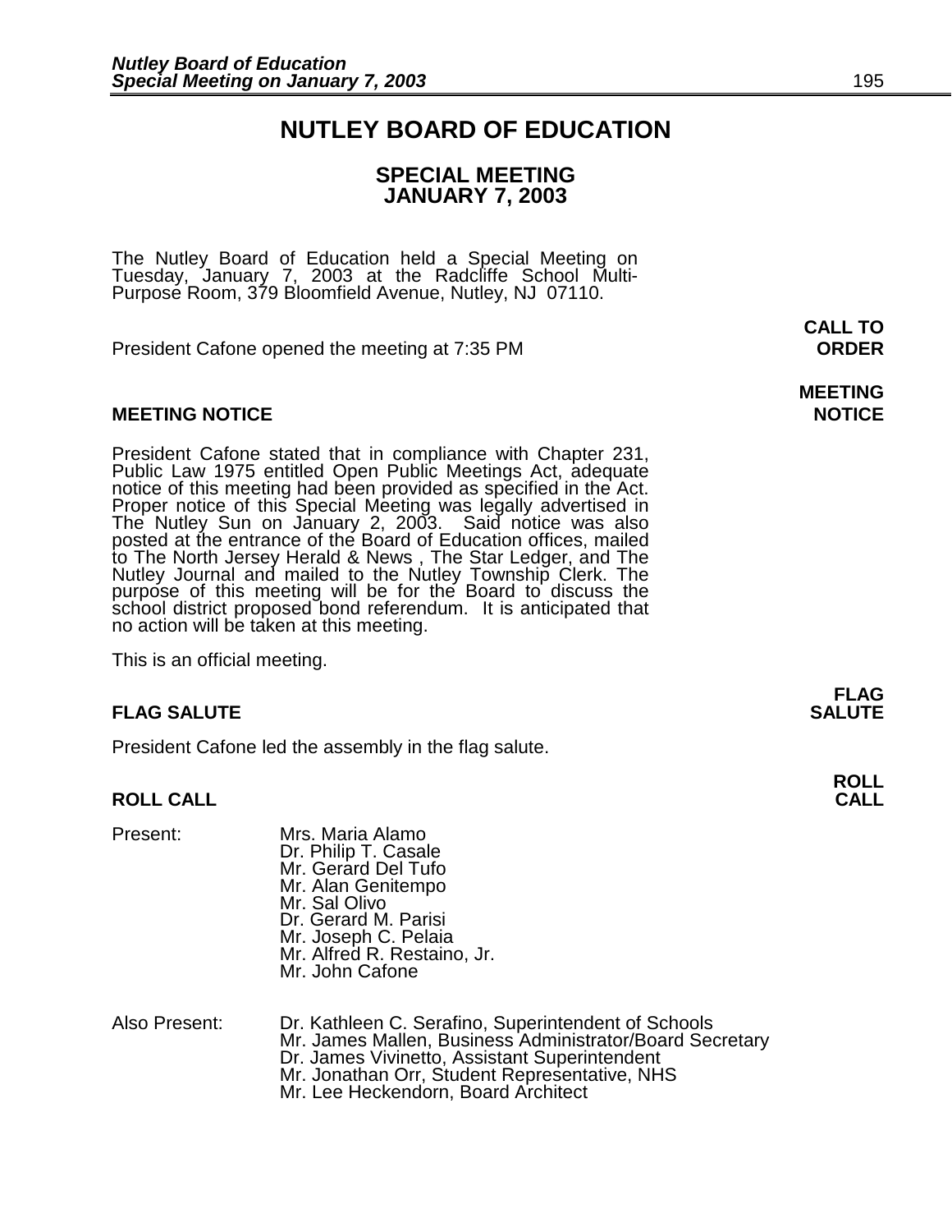# NUTLEY BOARD OF EDUCATION

## SPECIAL MEETING
## JANUARY 7, 2003

The Nutley Board of Education held a Special Meeting on Tuesday, January 7, 2003 at the Radcliffe School Multi-Purpose Room, 379 Bloomfield Avenue, Nutley, NJ 07110.

**CALL TO ORDER**

President Cafone opened the meeting at 7:35 PM

**MEETING NOTICE**

President Cafone stated that in compliance with Chapter 231, Public Law 1975 entitled Open Public Meetings Act, adequate notice of this meeting had been provided as specified in the Act. Proper notice of this Special Meeting was legally advertised in The Nutley Sun on January 2, 2003. Said notice was also posted at the entrance of the Board of Education offices, mailed to The North Jersey Herald & News , The Star Ledger, and The Nutley Journal and mailed to the Nutley Township Clerk. The purpose of this meeting will be for the Board to discuss the school district proposed bond referendum. It is anticipated that no action will be taken at this meeting.

This is an official meeting.

**FLAG SALUTE**

President Cafone led the assembly in the flag salute.

**ROLL CALL**

Present:
Mrs. Maria Alamo
Dr. Philip T. Casale
Mr. Gerard Del Tufo
Mr. Alan Genitempo
Mr. Sal Olivo
Dr. Gerard M. Parisi
Mr. Joseph C. Pelaia
Mr. Alfred R. Restaino, Jr.
Mr. John Cafone

Also Present:
Dr. Kathleen C. Serafino, Superintendent of Schools
Mr. James Mallen, Business Administrator/Board Secretary
Dr. James Vivinetto, Assistant Superintendent
Mr. Jonathan Orr, Student Representative, NHS
Mr. Lee Heckendorn, Board Architect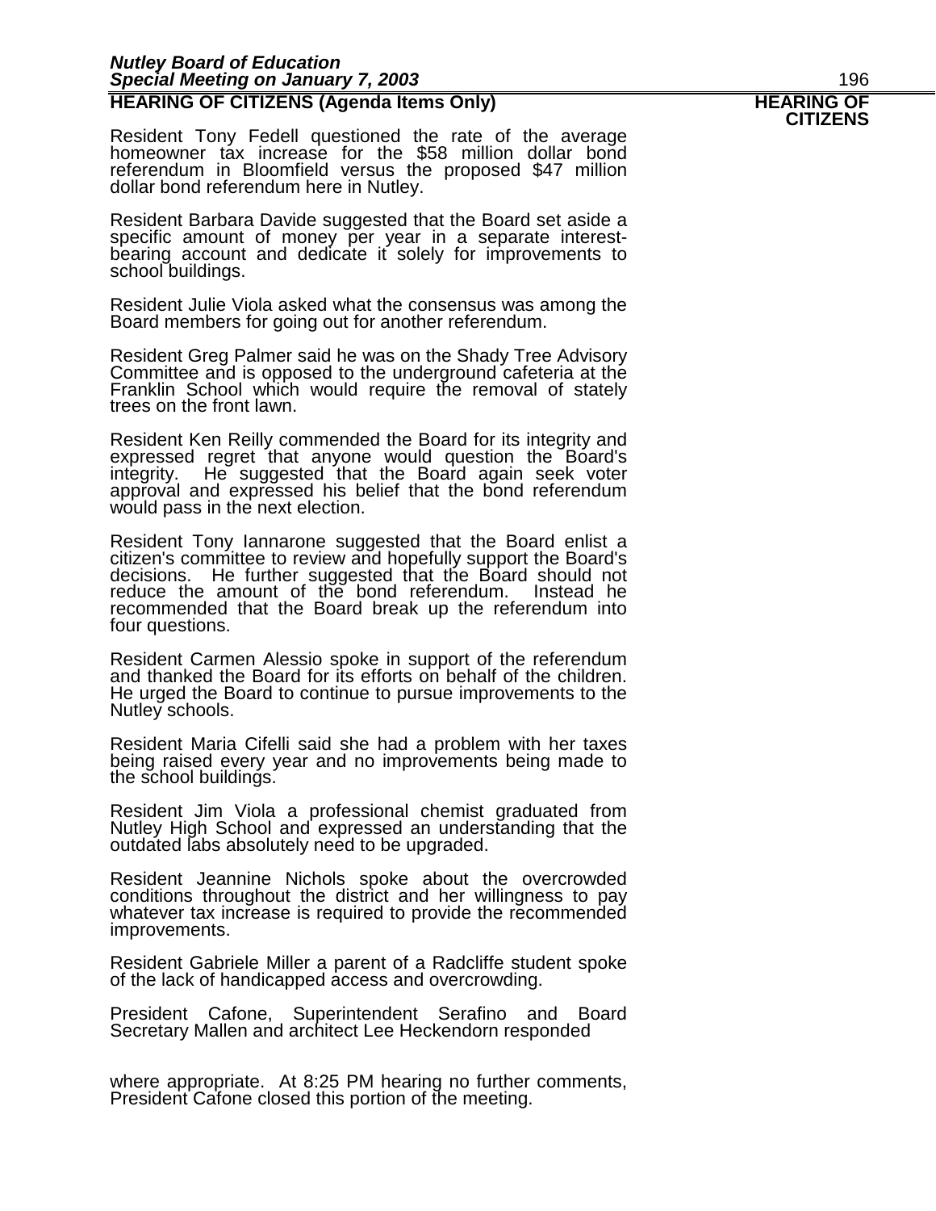## HEARING OF CITIZENS (Agenda Items Only)

**HEARING OF CITIZENS**

Resident Tony Fedell questioned the rate of the average homeowner tax increase for the $58 million dollar bond referendum in Bloomfield versus the proposed $47 million dollar bond referendum here in Nutley.

Resident Barbara Davide suggested that the Board set aside a specific amount of money per year in a separate interest-bearing account and dedicate it solely for improvements to school buildings.

Resident Julie Viola asked what the consensus was among the Board members for going out for another referendum.

Resident Greg Palmer said he was on the Shady Tree Advisory Committee and is opposed to the underground cafeteria at the Franklin School which would require the removal of stately trees on the front lawn.

Resident Ken Reilly commended the Board for its integrity and expressed regret that anyone would question the Board's integrity. He suggested that the Board again seek voter approval and expressed his belief that the bond referendum would pass in the next election.

Resident Tony Iannarone suggested that the Board enlist a citizen's committee to review and hopefully support the Board's decisions. He further suggested that the Board should not reduce the amount of the bond referendum. Instead he recommended that the Board break up the referendum into four questions.

Resident Carmen Alessio spoke in support of the referendum and thanked the Board for its efforts on behalf of the children. He urged the Board to continue to pursue improvements to the Nutley schools.

Resident Maria Cifelli said she had a problem with her taxes being raised every year and no improvements being made to the school buildings.

Resident Jim Viola a professional chemist graduated from Nutley High School and expressed an understanding that the outdated labs absolutely need to be upgraded.

Resident Jeannine Nichols spoke about the overcrowded conditions throughout the district and her willingness to pay whatever tax increase is required to provide the recommended improvements.

Resident Gabriele Miller a parent of a Radcliffe student spoke of the lack of handicapped access and overcrowding.

President Cafone, Superintendent Serafino and Board Secretary Mallen and architect Lee Heckendorn responded

where appropriate. At 8:25 PM hearing no further comments, President Cafone closed this portion of the meeting.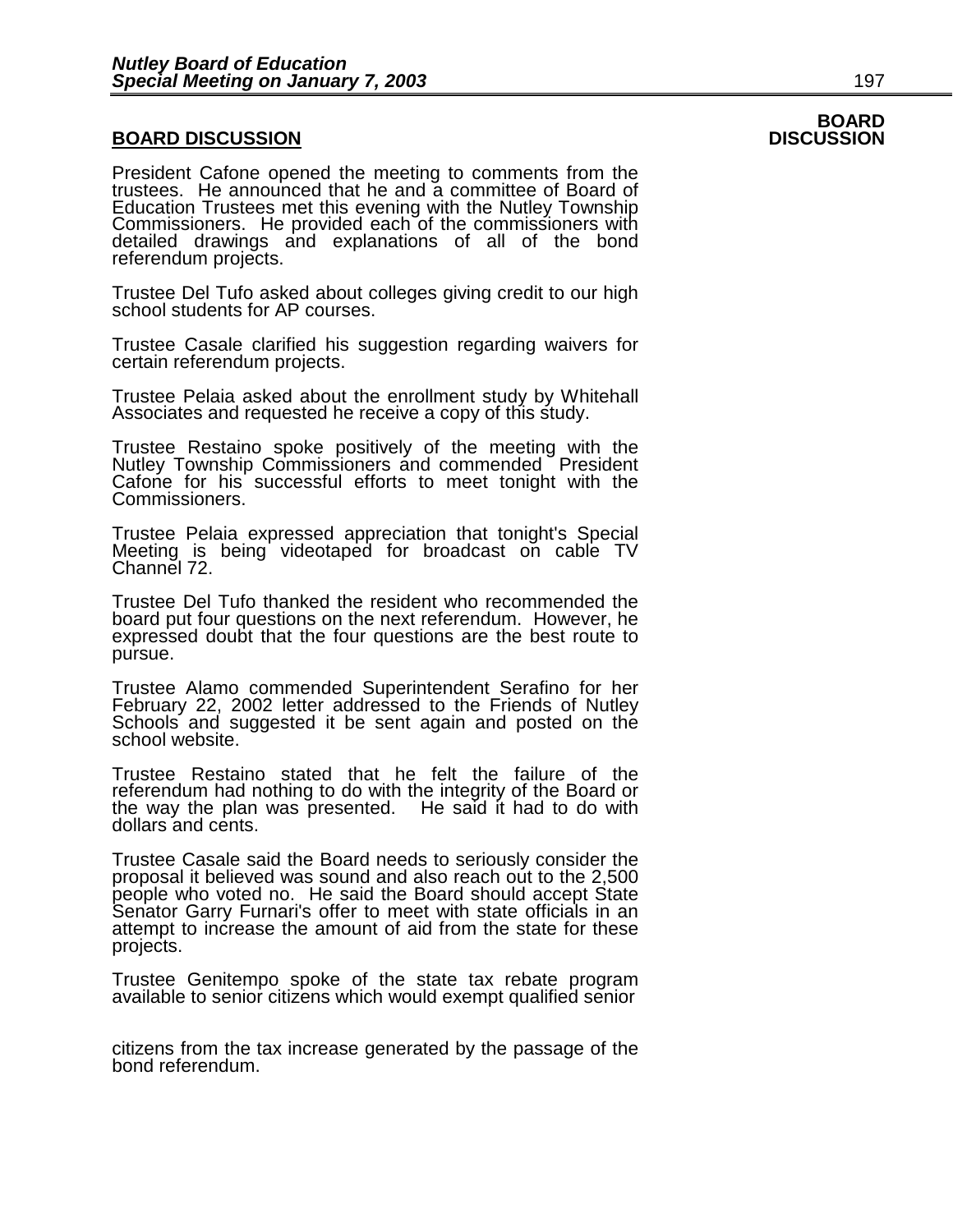## BOARD DISCUSSION

President Cafone opened the meeting to comments from the trustees. He announced that he and a committee of Board of Education Trustees met this evening with the Nutley Township Commissioners. He provided each of the commissioners with detailed drawings and explanations of all of the bond referendum projects.

Trustee Del Tufo asked about colleges giving credit to our high school students for AP courses.

Trustee Casale clarified his suggestion regarding waivers for certain referendum projects.

Trustee Pelaia asked about the enrollment study by Whitehall Associates and requested he receive a copy of this study.

Trustee Restaino spoke positively of the meeting with the Nutley Township Commissioners and commended President Cafone for his successful efforts to meet tonight with the Commissioners.

Trustee Pelaia expressed appreciation that tonight's Special Meeting is being videotaped for broadcast on cable TV Channel 72.

Trustee Del Tufo thanked the resident who recommended the board put four questions on the next referendum. However, he expressed doubt that the four questions are the best route to pursue.

Trustee Alamo commended Superintendent Serafino for her February 22, 2002 letter addressed to the Friends of Nutley Schools and suggested it be sent again and posted on the school website.

Trustee Restaino stated that he felt the failure of the referendum had nothing to do with the integrity of the Board or the way the plan was presented. He said it had to do with dollars and cents.

Trustee Casale said the Board needs to seriously consider the proposal it believed was sound and also reach out to the 2,500 people who voted no. He said the Board should accept State Senator Garry Furnari's offer to meet with state officials in an attempt to increase the amount of aid from the state for these projects.

Trustee Genitempo spoke of the state tax rebate program available to senior citizens which would exempt qualified senior citizens from the tax increase generated by the passage of the bond referendum.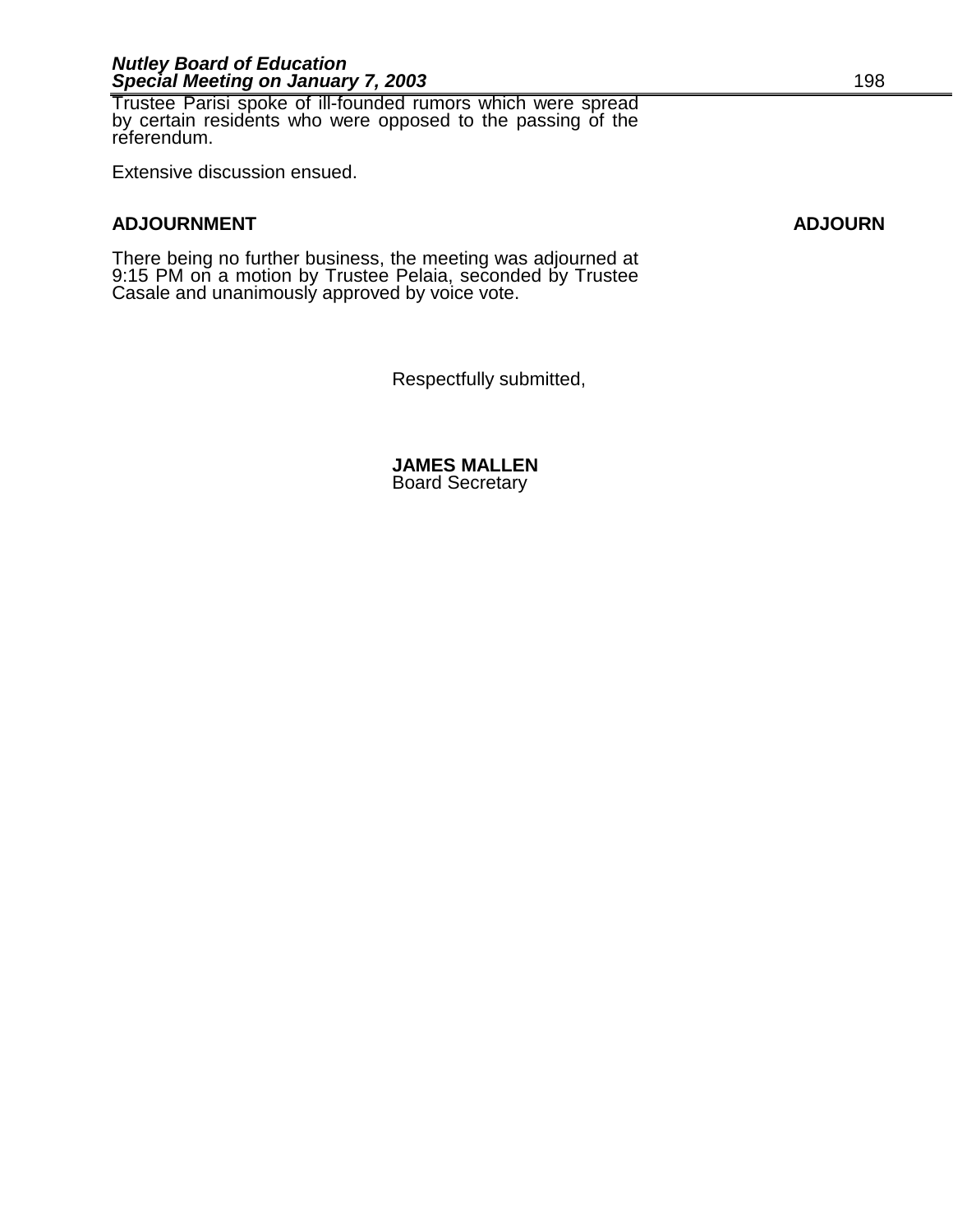Trustee Parisi spoke of ill-founded rumors which were spread by certain residents who were opposed to the passing of the referendum.

Extensive discussion ensued.

**ADJOURNMENT** **ADJOURN**

There being no further business, the meeting was adjourned at 9:15 PM on a motion by Trustee Pelaia, seconded by Trustee Casale and unanimously approved by voice vote.

Respectfully submitted,

**JAMES MALLEN**
Board Secretary